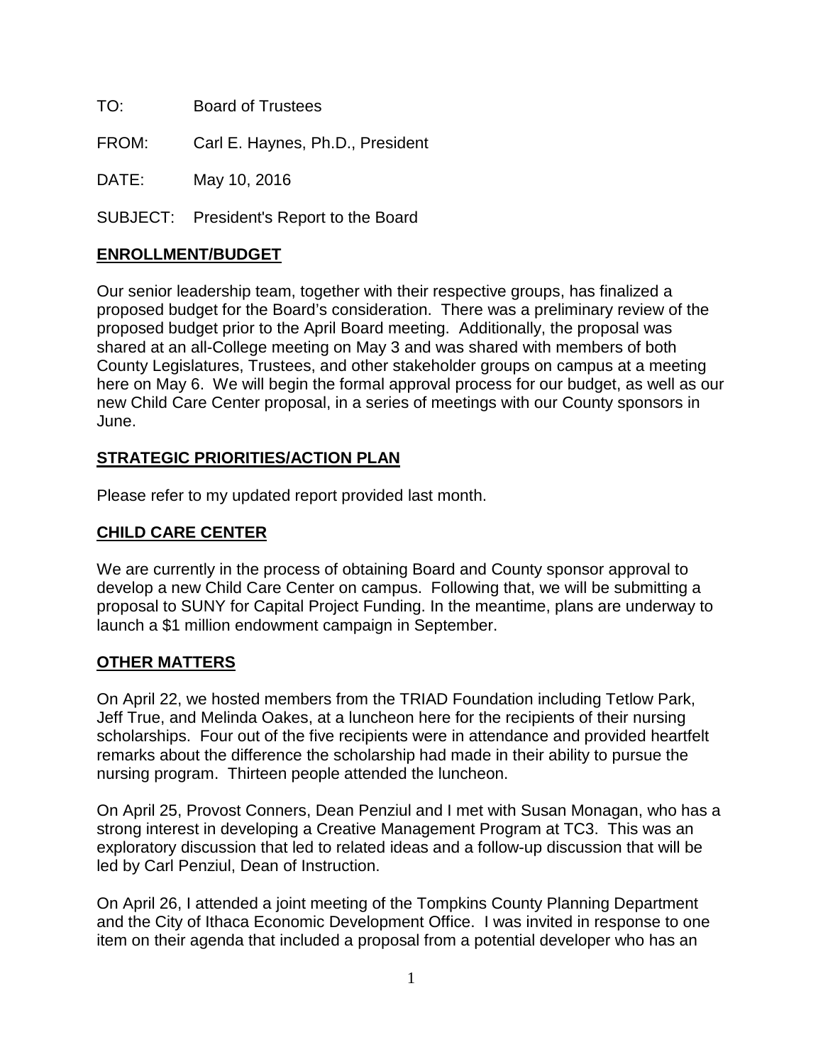TO: Board of Trustees

FROM: Carl E. Haynes, Ph.D., President

DATE: May 10, 2016

SUBJECT: President's Report to the Board

## ENROLLMENT/BUDGET

Our senior leadership team, together with their respective groups, has finalized a proposed budget for the Board's consideration. There was a preliminary review of the proposed budget prior to the April Board meeting. Additionally, the proposal was shared at an all-College meeting on May 3 and was shared with members of both County Legislatures, Trustees, and other stakeholder groups on campus at a meeting here on May 6. We will begin the formal approval process for our budget, as well as our new Child Care Center proposal, in a series of meetings with our County sponsors in June.

## STRATEGIC PRIORITIES/ACTION PLAN

Please refer to my updated report provided last month.

## CHILD CARE CENTER

We are currently in the process of obtaining Board and County sponsor approval to develop a new Child Care Center on campus. Following that, we will be submitting a proposal to SUNY for Capital Project Funding. In the meantime, plans are underway to launch a $1 million endowment campaign in September.

## OTHER MATTERS

On April 22, we hosted members from the TRIAD Foundation including Tetlow Park, Jeff True, and Melinda Oakes, at a luncheon here for the recipients of their nursing scholarships. Four out of the five recipients were in attendance and provided heartfelt remarks about the difference the scholarship had made in their ability to pursue the nursing program. Thirteen people attended the luncheon.

On April 25, Provost Conners, Dean Penziul and I met with Susan Monagan, who has a strong interest in developing a Creative Management Program at TC3. This was an exploratory discussion that led to related ideas and a follow-up discussion that will be led by Carl Penziul, Dean of Instruction.

On April 26, I attended a joint meeting of the Tompkins County Planning Department and the City of Ithaca Economic Development Office. I was invited in response to one item on their agenda that included a proposal from a potential developer who has an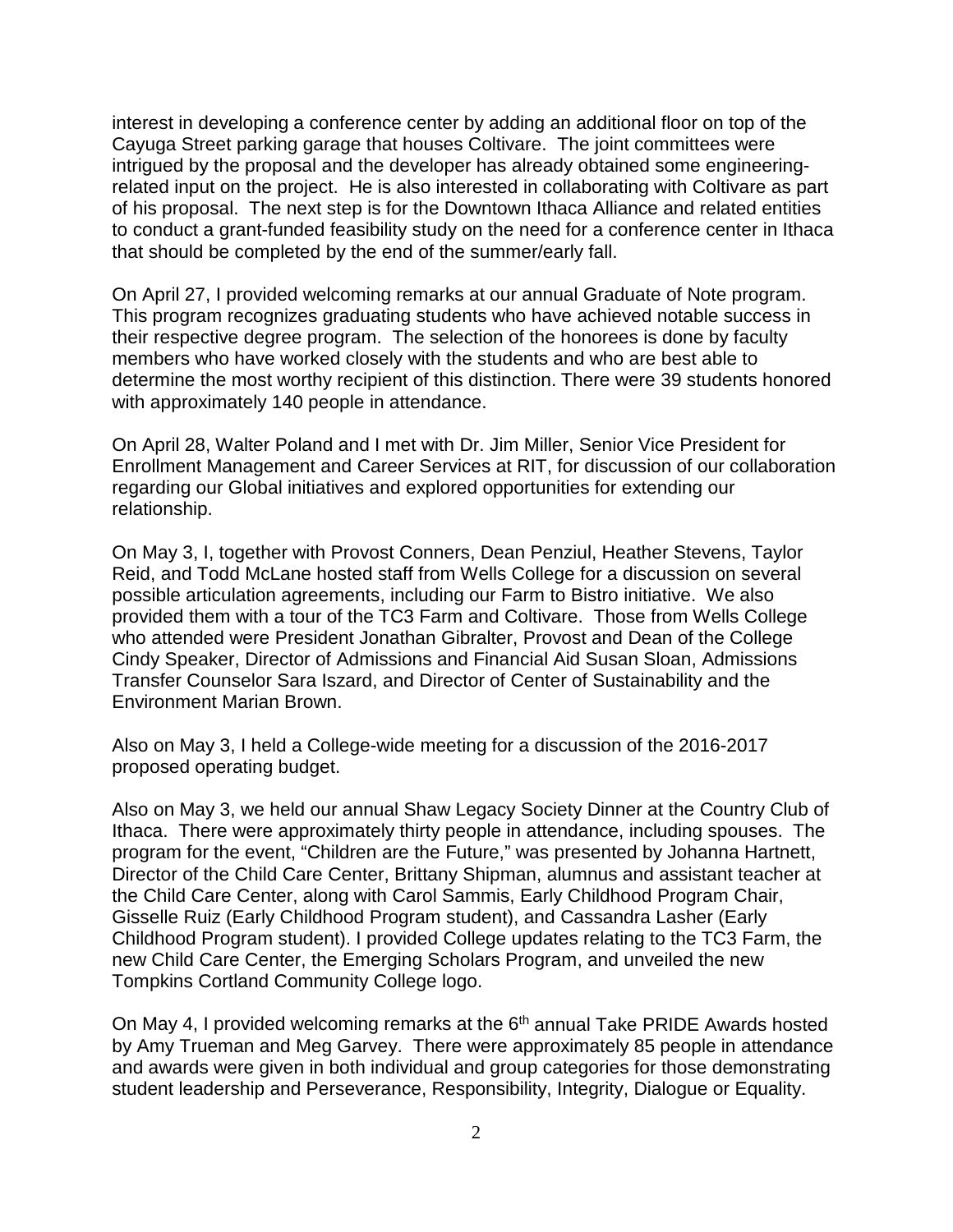interest in developing a conference center by adding an additional floor on top of the Cayuga Street parking garage that houses Coltivare. The joint committees were intrigued by the proposal and the developer has already obtained some engineering-related input on the project. He is also interested in collaborating with Coltivare as part of his proposal. The next step is for the Downtown Ithaca Alliance and related entities to conduct a grant-funded feasibility study on the need for a conference center in Ithaca that should be completed by the end of the summer/early fall.

On April 27, I provided welcoming remarks at our annual Graduate of Note program. This program recognizes graduating students who have achieved notable success in their respective degree program. The selection of the honorees is done by faculty members who have worked closely with the students and who are best able to determine the most worthy recipient of this distinction. There were 39 students honored with approximately 140 people in attendance.

On April 28, Walter Poland and I met with Dr. Jim Miller, Senior Vice President for Enrollment Management and Career Services at RIT, for discussion of our collaboration regarding our Global initiatives and explored opportunities for extending our relationship.

On May 3, I, together with Provost Conners, Dean Penziul, Heather Stevens, Taylor Reid, and Todd McLane hosted staff from Wells College for a discussion on several possible articulation agreements, including our Farm to Bistro initiative. We also provided them with a tour of the TC3 Farm and Coltivare. Those from Wells College who attended were President Jonathan Gibralter, Provost and Dean of the College Cindy Speaker, Director of Admissions and Financial Aid Susan Sloan, Admissions Transfer Counselor Sara Iszard, and Director of Center of Sustainability and the Environment Marian Brown.

Also on May 3, I held a College-wide meeting for a discussion of the 2016-2017 proposed operating budget.

Also on May 3, we held our annual Shaw Legacy Society Dinner at the Country Club of Ithaca. There were approximately thirty people in attendance, including spouses. The program for the event, "Children are the Future," was presented by Johanna Hartnett, Director of the Child Care Center, Brittany Shipman, alumnus and assistant teacher at the Child Care Center, along with Carol Sammis, Early Childhood Program Chair, Gisselle Ruiz (Early Childhood Program student), and Cassandra Lasher (Early Childhood Program student). I provided College updates relating to the TC3 Farm, the new Child Care Center, the Emerging Scholars Program, and unveiled the new Tompkins Cortland Community College logo.

On May 4, I provided welcoming remarks at the 6th annual Take PRIDE Awards hosted by Amy Trueman and Meg Garvey. There were approximately 85 people in attendance and awards were given in both individual and group categories for those demonstrating student leadership and Perseverance, Responsibility, Integrity, Dialogue or Equality.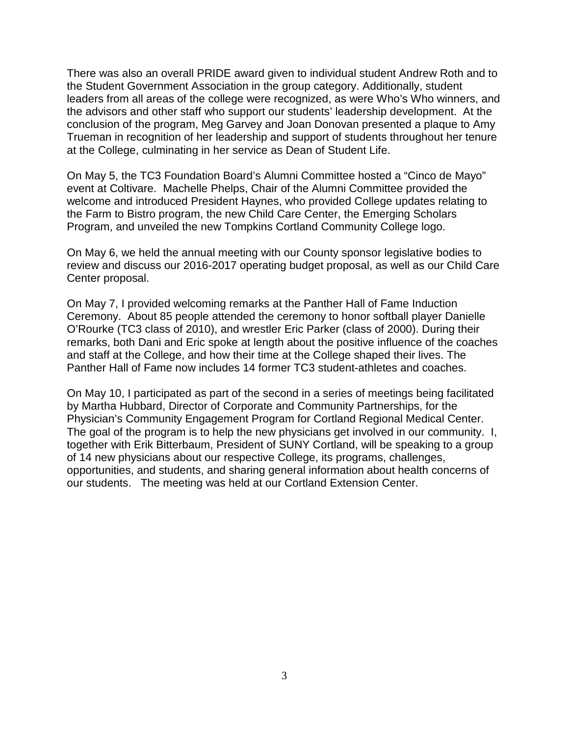There was also an overall PRIDE award given to individual student Andrew Roth and to the Student Government Association in the group category. Additionally, student leaders from all areas of the college were recognized, as were Who's Who winners, and the advisors and other staff who support our students' leadership development. At the conclusion of the program, Meg Garvey and Joan Donovan presented a plaque to Amy Trueman in recognition of her leadership and support of students throughout her tenure at the College, culminating in her service as Dean of Student Life.

On May 5, the TC3 Foundation Board's Alumni Committee hosted a "Cinco de Mayo" event at Coltivare. Machelle Phelps, Chair of the Alumni Committee provided the welcome and introduced President Haynes, who provided College updates relating to the Farm to Bistro program, the new Child Care Center, the Emerging Scholars Program, and unveiled the new Tompkins Cortland Community College logo.

On May 6, we held the annual meeting with our County sponsor legislative bodies to review and discuss our 2016-2017 operating budget proposal, as well as our Child Care Center proposal.

On May 7, I provided welcoming remarks at the Panther Hall of Fame Induction Ceremony. About 85 people attended the ceremony to honor softball player Danielle O'Rourke (TC3 class of 2010), and wrestler Eric Parker (class of 2000). During their remarks, both Dani and Eric spoke at length about the positive influence of the coaches and staff at the College, and how their time at the College shaped their lives. The Panther Hall of Fame now includes 14 former TC3 student-athletes and coaches.

On May 10, I participated as part of the second in a series of meetings being facilitated by Martha Hubbard, Director of Corporate and Community Partnerships, for the Physician's Community Engagement Program for Cortland Regional Medical Center. The goal of the program is to help the new physicians get involved in our community. I, together with Erik Bitterbaum, President of SUNY Cortland, will be speaking to a group of 14 new physicians about our respective College, its programs, challenges, opportunities, and students, and sharing general information about health concerns of our students. The meeting was held at our Cortland Extension Center.